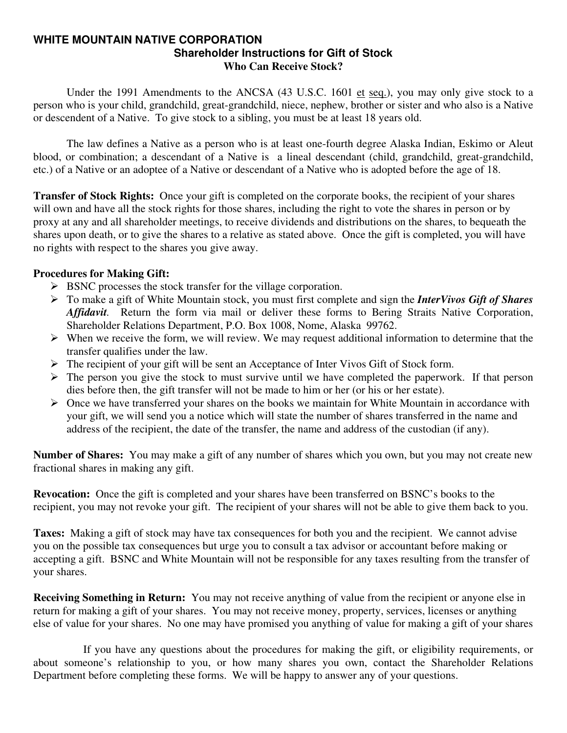# WHITE MOUNTAIN NATIVE CORPORATION

## Shareholder Instructions for Gift of Stock

### Who Can Receive Stock?

Under the 1991 Amendments to the ANCSA (43 U.S.C. 1601 et seq.), you may only give stock to a person who is your child, grandchild, great-grandchild, niece, nephew, brother or sister and who also is a Native or descendent of a Native. To give stock to a sibling, you must be at least 18 years old.

The law defines a Native as a person who is at least one-fourth degree Alaska Indian, Eskimo or Aleut blood, or combination; a descendant of a Native is a lineal descendant (child, grandchild, great-grandchild, etc.) of a Native or an adoptee of a Native or descendant of a Native who is adopted before the age of 18.

**Transfer of Stock Rights:** Once your gift is completed on the corporate books, the recipient of your shares will own and have all the stock rights for those shares, including the right to vote the shares in person or by proxy at any and all shareholder meetings, to receive dividends and distributions on the shares, to bequeath the shares upon death, or to give the shares to a relative as stated above. Once the gift is completed, you will have no rights with respect to the shares you give away.

**Procedures for Making Gift:**

- BSNC processes the stock transfer for the village corporation.
- To make a gift of White Mountain stock, you must first complete and sign the ***InterVivos Gift of Shares Affidavit***. Return the form via mail or deliver these forms to Bering Straits Native Corporation, Shareholder Relations Department, P.O. Box 1008, Nome, Alaska 99762.
- When we receive the form, we will review. We may request additional information to determine that the transfer qualifies under the law.
- The recipient of your gift will be sent an Acceptance of Inter Vivos Gift of Stock form.
- The person you give the stock to must survive until we have completed the paperwork. If that person dies before then, the gift transfer will not be made to him or her (or his or her estate).
- Once we have transferred your shares on the books we maintain for White Mountain in accordance with your gift, we will send you a notice which will state the number of shares transferred in the name and address of the recipient, the date of the transfer, the name and address of the custodian (if any).

**Number of Shares:** You may make a gift of any number of shares which you own, but you may not create new fractional shares in making any gift.

**Revocation:** Once the gift is completed and your shares have been transferred on BSNC's books to the recipient, you may not revoke your gift. The recipient of your shares will not be able to give them back to you.

**Taxes:** Making a gift of stock may have tax consequences for both you and the recipient. We cannot advise you on the possible tax consequences but urge you to consult a tax advisor or accountant before making or accepting a gift. BSNC and White Mountain will not be responsible for any taxes resulting from the transfer of your shares.

**Receiving Something in Return:** You may not receive anything of value from the recipient or anyone else in return for making a gift of your shares. You may not receive money, property, services, licenses or anything else of value for your shares. No one may have promised you anything of value for making a gift of your shares

If you have any questions about the procedures for making the gift, or eligibility requirements, or about someone's relationship to you, or how many shares you own, contact the Shareholder Relations Department before completing these forms. We will be happy to answer any of your questions.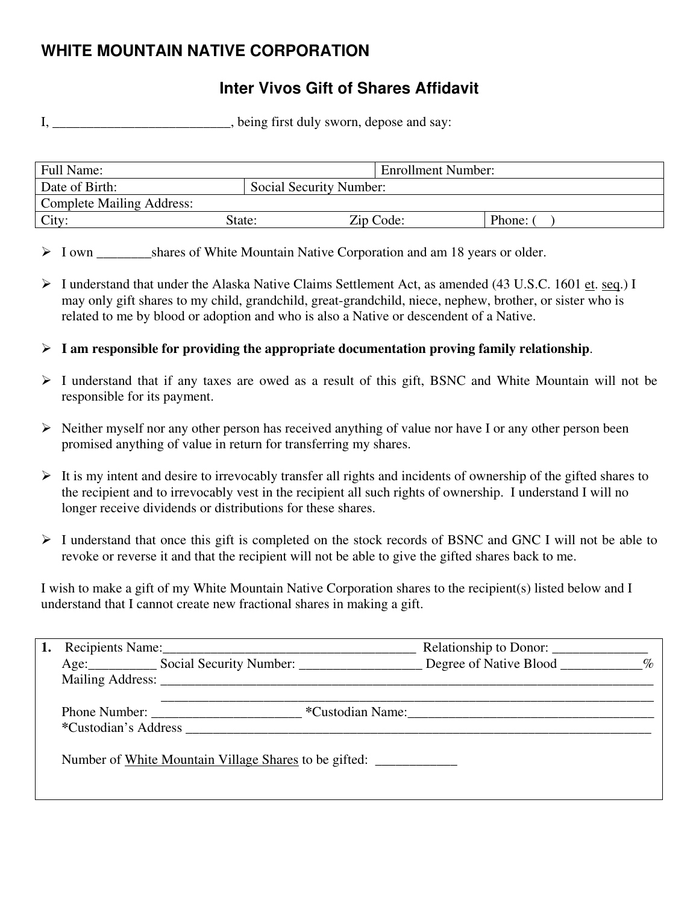# WHITE MOUNTAIN NATIVE CORPORATION

## Inter Vivos Gift of Shares Affidavit

I, __________________________, being first duly sworn, depose and say:

| Full Name: | | Enrollment Number: |
|---|---|---|
| Date of Birth: | Social Security Number: | |
| Complete Mailing Address: | | |
| City: State: | Zip Code: | Phone: (   ) |

- I own ________shares of White Mountain Native Corporation and am 18 years or older.
- I understand that under the Alaska Native Claims Settlement Act, as amended (43 U.S.C. 1601 et. seq.) I may only gift shares to my child, grandchild, great-grandchild, niece, nephew, brother, or sister who is related to me by blood or adoption and who is also a Native or descendent of a Native.
- **I am responsible for providing the appropriate documentation proving family relationship**.
- I understand that if any taxes are owed as a result of this gift, BSNC and White Mountain will not be responsible for its payment.
- Neither myself nor any other person has received anything of value nor have I or any other person been promised anything of value in return for transferring my shares.
- It is my intent and desire to irrevocably transfer all rights and incidents of ownership of the gifted shares to the recipient and to irrevocably vest in the recipient all such rights of ownership. I understand I will no longer receive dividends or distributions for these shares.
- I understand that once this gift is completed on the stock records of BSNC and GNC I will not be able to revoke or reverse it and that the recipient will not be able to give the gifted shares back to me.

I wish to make a gift of my White Mountain Native Corporation shares to the recipient(s) listed below and I understand that I cannot create new fractional shares in making a gift.

**1.** Recipients Name:______________________________________ Relationship to Donor: ______________

Age:__________ Social Security Number: __________________ Degree of Native Blood ____________%

Mailing Address: ____________________________________________________________________________

____________________________________________________________________________

Phone Number: ______________________ ***Custodian Name:**_____________________________________

***Custodian's Address** ________________________________________________________________________

Number of White Mountain Village Shares to be gifted: ____________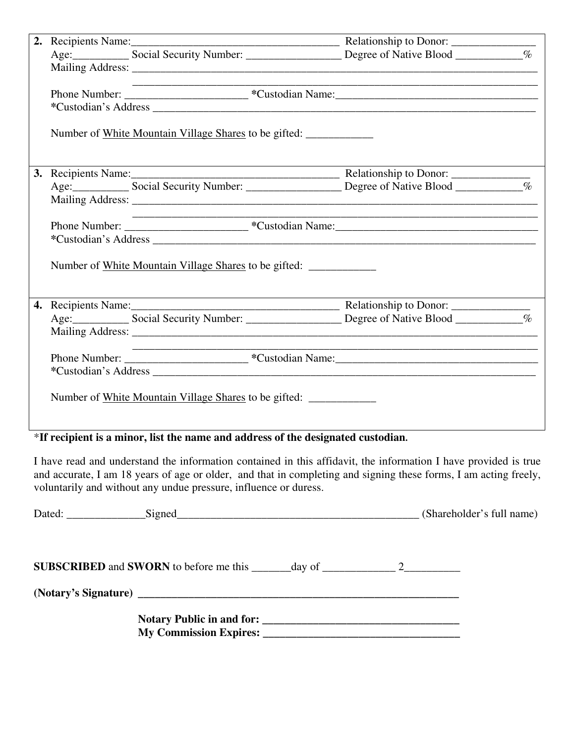2. Recipients Name:_____________________________________ Relationship to Donor: _______________
   Age:__________ Social Security Number: _________________ Degree of Native Blood ____________%
   Mailing Address: _____________________________________________________________________________
   _____________________________________________________________________________
   Phone Number: ______________________ ***Custodian Name:**____________________________________
   ***Custodian's Address** ______________________________________________________________________

   Number of White Mountain Village Shares to be gifted: ____________

3. Recipients Name:_____________________________________ Relationship to Donor: ______________
   Age:__________ Social Security Number: _________________ Degree of Native Blood ____________%
   Mailing Address: _____________________________________________________________________________
   _____________________________________________________________________________
   Phone Number: ______________________ ***Custodian Name:**____________________________________
   ***Custodian's Address** ______________________________________________________________________

   Number of White Mountain Village Shares to be gifted: ____________

4. Recipients Name:_____________________________________ Relationship to Donor: ______________
   Age:__________ Social Security Number: _________________ Degree of Native Blood ____________%
   Mailing Address: _____________________________________________________________________________
   _____________________________________________________________________________
   Phone Number: ______________________ ***Custodian Name:**____________________________________
   ***Custodian's Address** ______________________________________________________________________

   Number of White Mountain Village Shares to be gifted: ____________

***If recipient is a minor, list the name and address of the designated custodian.**

I have read and understand the information contained in this affidavit, the information I have provided is true and accurate, I am 18 years of age or older, and that in completing and signing these forms, I am acting freely, voluntarily and without any undue pressure, influence or duress.

Dated: ______________Signed_____________________________________________ (Shareholder's full name)

**SUBSCRIBED** and **SWORN** to before me this _______day of _____________ 2__________

**(Notary's Signature) ___________________________________________________________**

**Notary Public in and for: ___________________________________**
**My Commission Expires: ___________________________________**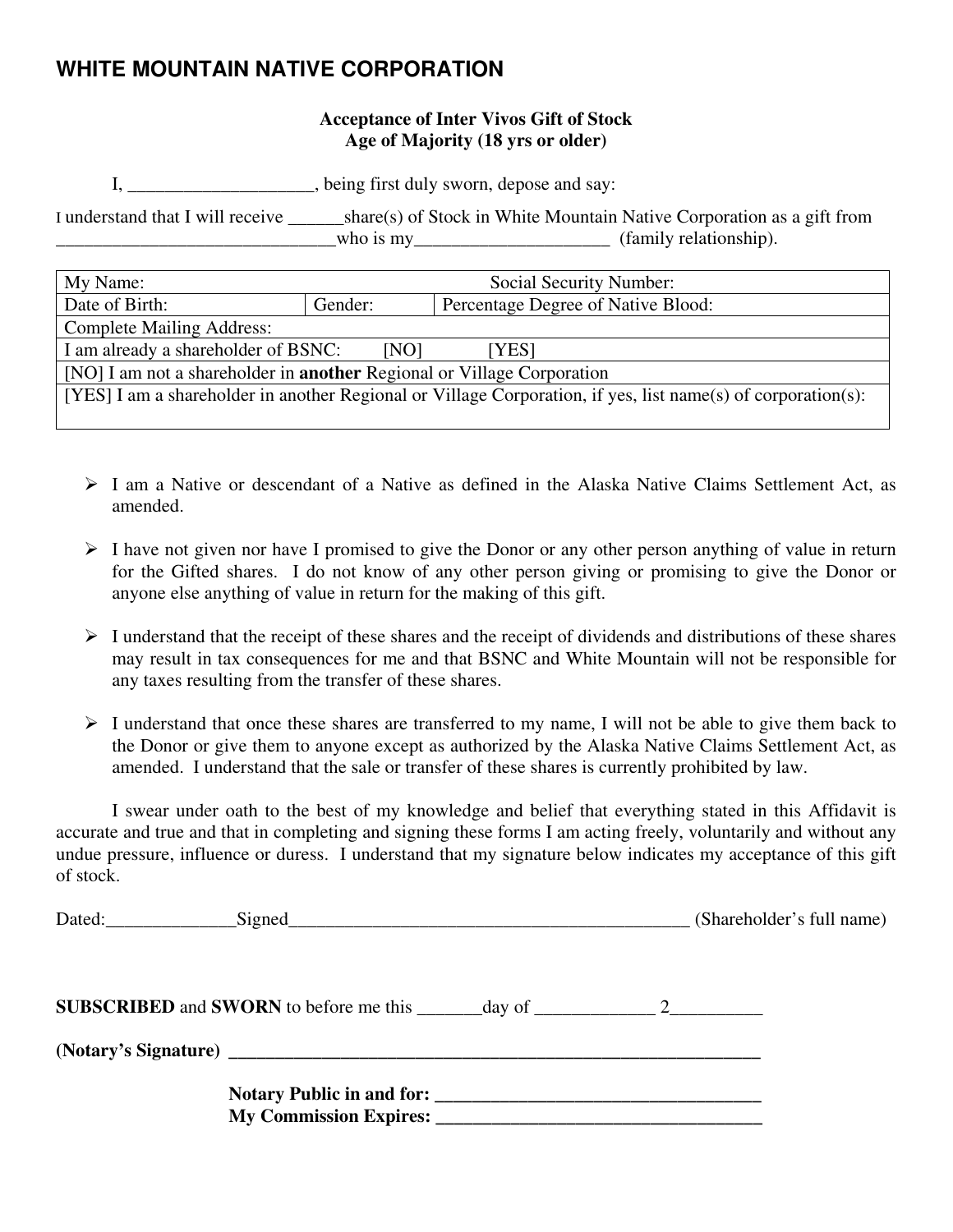# WHITE MOUNTAIN NATIVE CORPORATION

**Acceptance of Inter Vivos Gift of Stock**
**Age of Majority (18 yrs or older)**

I, ____________________, being first duly sworn, depose and say:

I understand that I will receive ______share(s) of Stock in White Mountain Native Corporation as a gift from ______________________________who is my_____________________ (family relationship).

| My Name: | | Social Security Number: |
|---|---|---|
| Date of Birth: | Gender: | Percentage Degree of Native Blood: |
| Complete Mailing Address: | | |
| I am already a shareholder of BSNC: [NO] [YES] | | |
| [NO] I am not a shareholder in **another** Regional or Village Corporation | | |
| [YES] I am a shareholder in another Regional or Village Corporation, if yes, list name(s) of corporation(s): | | |

- I am a Native or descendant of a Native as defined in the Alaska Native Claims Settlement Act, as amended.
- I have not given nor have I promised to give the Donor or any other person anything of value in return for the Gifted shares. I do not know of any other person giving or promising to give the Donor or anyone else anything of value in return for the making of this gift.
- I understand that the receipt of these shares and the receipt of dividends and distributions of these shares may result in tax consequences for me and that BSNC and White Mountain will not be responsible for any taxes resulting from the transfer of these shares.
- I understand that once these shares are transferred to my name, I will not be able to give them back to the Donor or give them to anyone except as authorized by the Alaska Native Claims Settlement Act, as amended. I understand that the sale or transfer of these shares is currently prohibited by law.

I swear under oath to the best of my knowledge and belief that everything stated in this Affidavit is accurate and true and that in completing and signing these forms I am acting freely, voluntarily and without any undue pressure, influence or duress. I understand that my signature below indicates my acceptance of this gift of stock.

Dated:______________Signed____________________________________________ (Shareholder's full name)

**SUBSCRIBED** and **SWORN** to before me this _______day of _____________ 2__________

**(Notary's Signature)** ____________________________________________________________

**Notary Public in and for:** ___________________________________
**My Commission Expires:** ___________________________________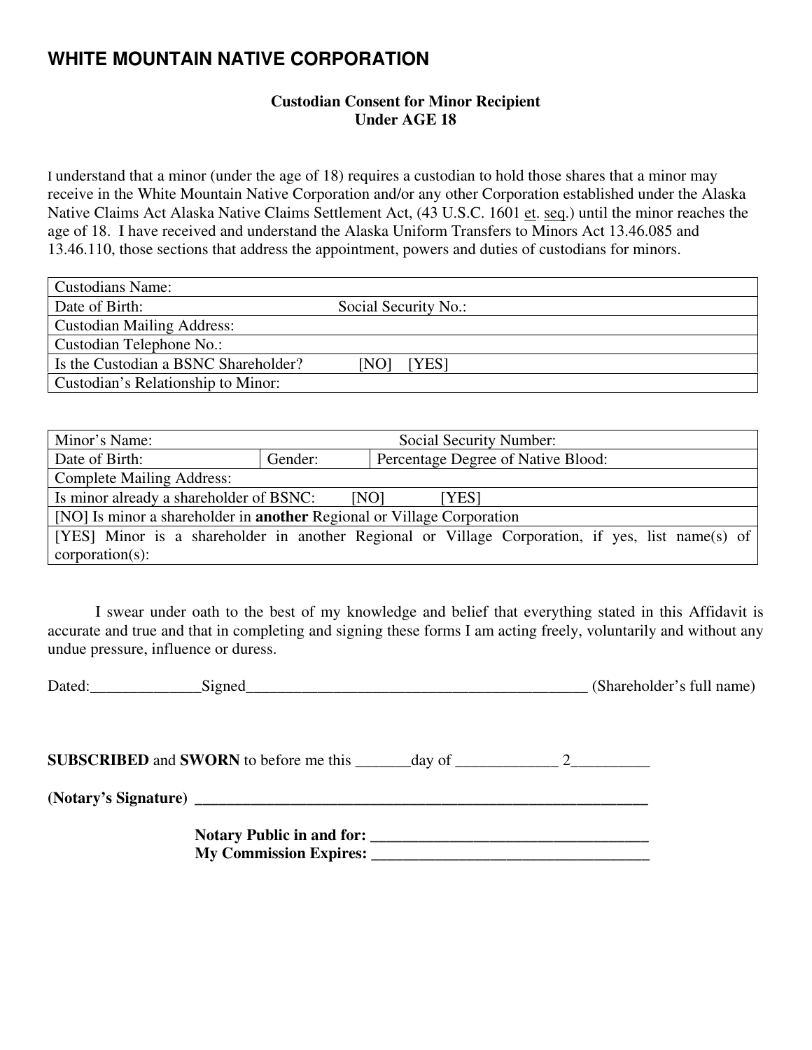# WHITE MOUNTAIN NATIVE CORPORATION

**Custodian Consent for Minor Recipient Under AGE 18**

I understand that a minor (under the age of 18) requires a custodian to hold those shares that a minor may receive in the White Mountain Native Corporation and/or any other Corporation established under the Alaska Native Claims Act Alaska Native Claims Settlement Act, (43 U.S.C. 1601 et. seq.) until the minor reaches the age of 18. I have received and understand the Alaska Uniform Transfers to Minors Act 13.46.085 and 13.46.110, those sections that address the appointment, powers and duties of custodians for minors.

| | |
|---|---|
| Custodians Name: | |
| Date of Birth: | Social Security No.: |
| Custodian Mailing Address: | |
| Custodian Telephone No.: | |
| Is the Custodian a BSNC Shareholder? | [NO] [YES] |
| Custodian's Relationship to Minor: | |

| | | |
|---|---|---|
| Minor's Name: | | Social Security Number: |
| Date of Birth: | Gender: | Percentage Degree of Native Blood: |
| Complete Mailing Address: | | |
| Is minor already a shareholder of BSNC: [NO] [YES] | | |
| [NO] Is minor a shareholder in **another** Regional or Village Corporation | | |
| [YES] Minor is a shareholder in another Regional or Village Corporation, if yes, list name(s) of corporation(s): | | |

I swear under oath to the best of my knowledge and belief that everything stated in this Affidavit is accurate and true and that in completing and signing these forms I am acting freely, voluntarily and without any undue pressure, influence or duress.

Dated:______________Signed_____________________________________________ (Shareholder's full name)

**SUBSCRIBED** and **SWORN** to before me this _______day of _____________ 2__________

**(Notary's Signature)** ____________________________________________________________

**Notary Public in and for:** ___________________________________

**My Commission Expires:** ___________________________________